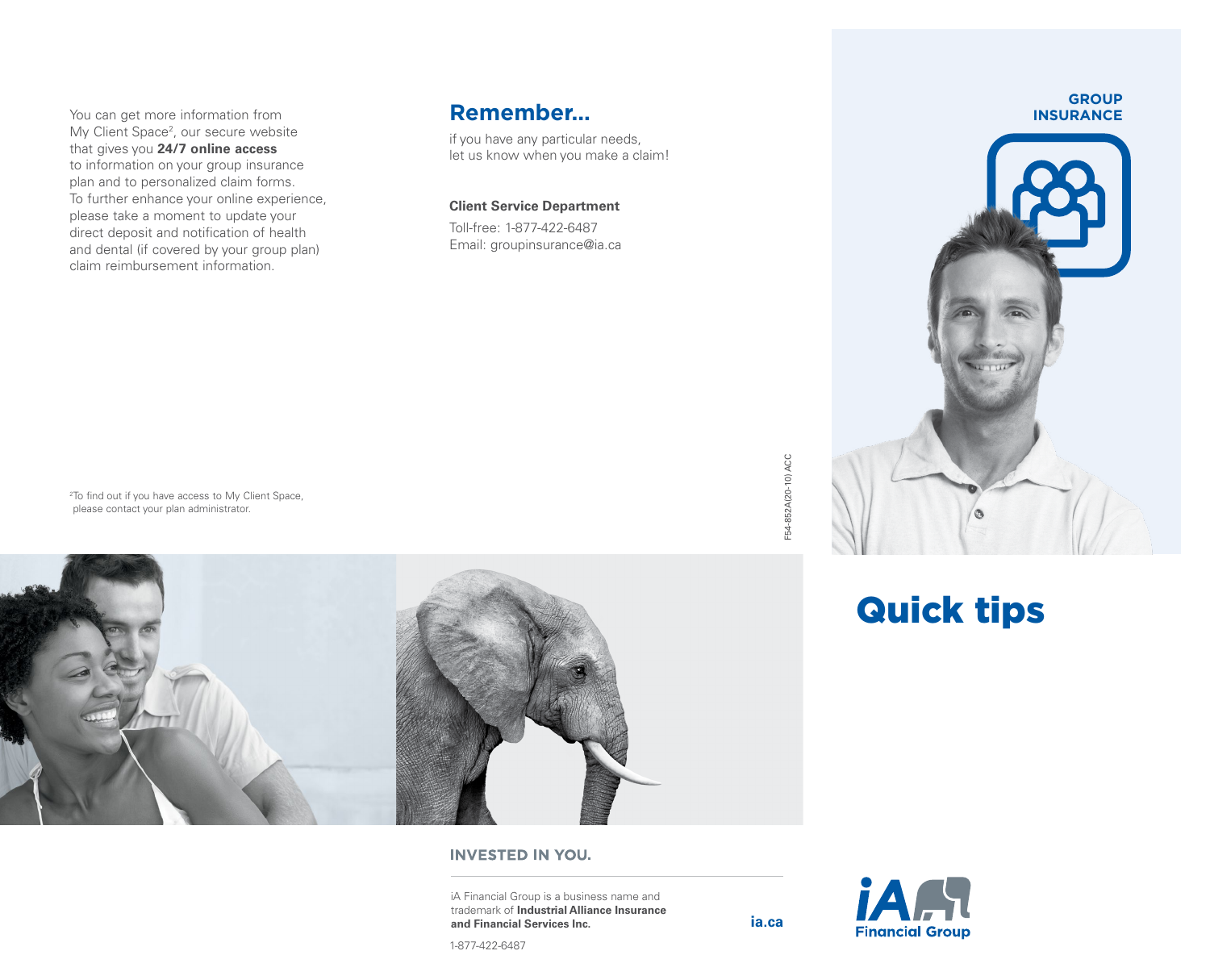You can get more information from My Client Space[2], our secure website that gives you **24/7 online access** to information on your group insurance plan and to personalized claim forms. To further enhance your online experience, please take a moment to update your direct deposit and notification of health and dental (if covered by your group plan) claim reimbursement information.

[2]To find out if you have access to My Client Space, please contact your plan administrator.

## Remember...

if you have any particular needs, let us know when you make a claim!

**Client Service Department**

Toll-free: 1-877-422-6487
Email: groupinsurance@ia.ca

F54-852A(20-10) ACC

**INVESTED IN YOU.**

iA Financial Group is a business name and trademark of **Industrial Alliance Insurance and Financial Services Inc.**

**ia.ca**

1-877-422-6487

**GROUP INSURANCE**

# Quick tips

iA Financial Group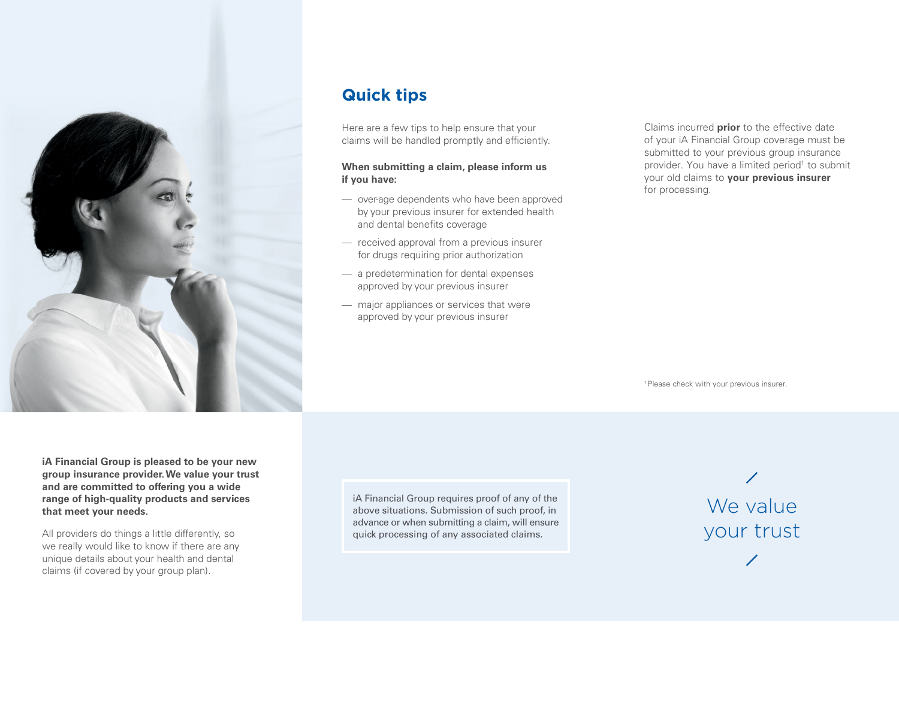## Quick tips

Here are a few tips to help ensure that your claims will be handled promptly and efficiently.

**When submitting a claim, please inform us if you have:**

- over-age dependents who have been approved by your previous insurer for extended health and dental benefits coverage
- received approval from a previous insurer for drugs requiring prior authorization
- a predetermination for dental expenses approved by your previous insurer
- major appliances or services that were approved by your previous insurer

Claims incurred **prior** to the effective date of your iA Financial Group coverage must be submitted to your previous group insurance provider. You have a limited period[1] to submit your old claims to **your previous insurer** for processing.

[1] Please check with your previous insurer.

**iA Financial Group is pleased to be your new group insurance provider. We value your trust and are committed to offering you a wide range of high-quality products and services that meet your needs.**

All providers do things a little differently, so we really would like to know if there are any unique details about your health and dental claims (if covered by your group plan).

iA Financial Group requires proof of any of the above situations. Submission of such proof, in advance or when submitting a claim, will ensure quick processing of any associated claims.

We value your trust